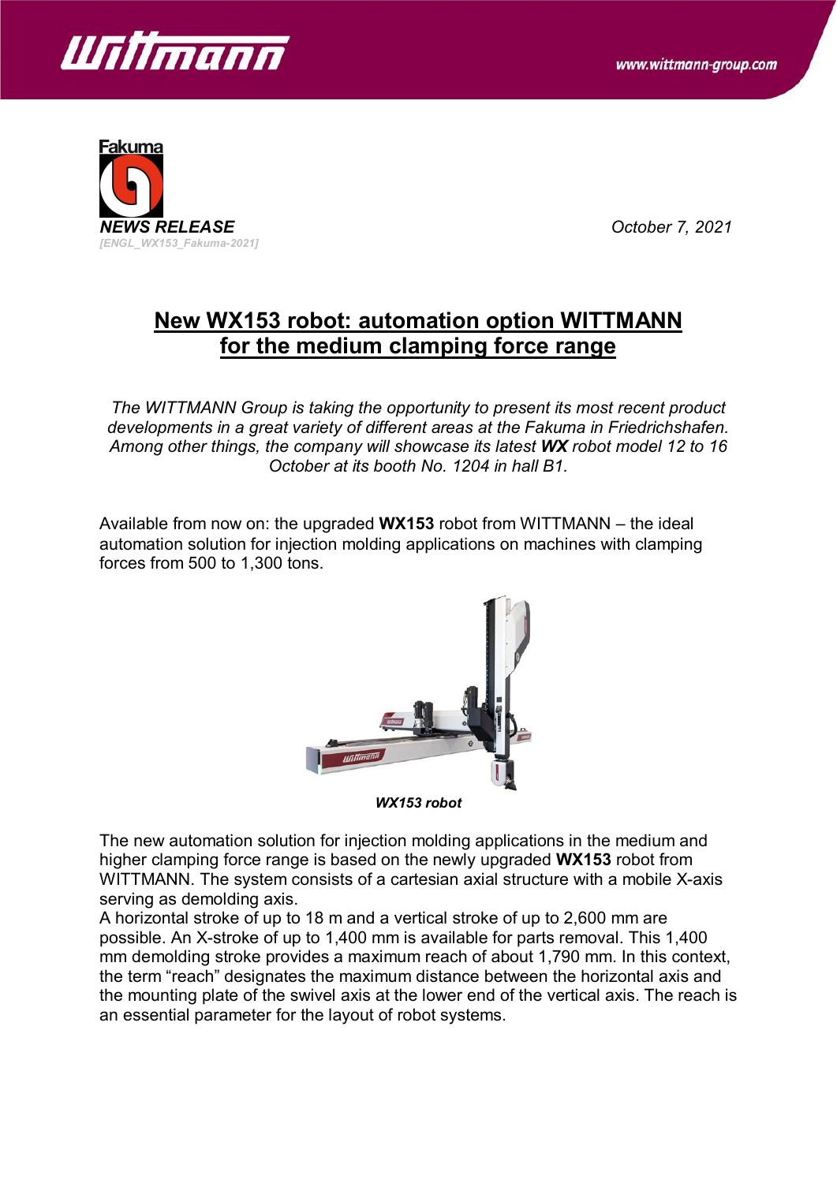**NEWS RELEASE**
*[ENGL_WX153_Fakuma-2021]*

*October 7, 2021*

# New WX153 robot: automation option WITTMANN for the medium clamping force range

*The WITTMANN Group is taking the opportunity to present its most recent product developments in a great variety of different areas at the Fakuma in Friedrichshafen. Among other things, the company will showcase its latest **WX** robot model 12 to 16 October at its booth No. 1204 in hall B1.*

Available from now on: the upgraded **WX153** robot from WITTMANN – the ideal automation solution for injection molding applications on machines with clamping forces from 500 to 1,300 tons.

***WX153 robot***

The new automation solution for injection molding applications in the medium and higher clamping force range is based on the newly upgraded **WX153** robot from WITTMANN. The system consists of a cartesian axial structure with a mobile X-axis serving as demolding axis.
A horizontal stroke of up to 18 m and a vertical stroke of up to 2,600 mm are possible. An X-stroke of up to 1,400 mm is available for parts removal. This 1,400 mm demolding stroke provides a maximum reach of about 1,790 mm. In this context, the term "reach" designates the maximum distance between the horizontal axis and the mounting plate of the swivel axis at the lower end of the vertical axis. The reach is an essential parameter for the layout of robot systems.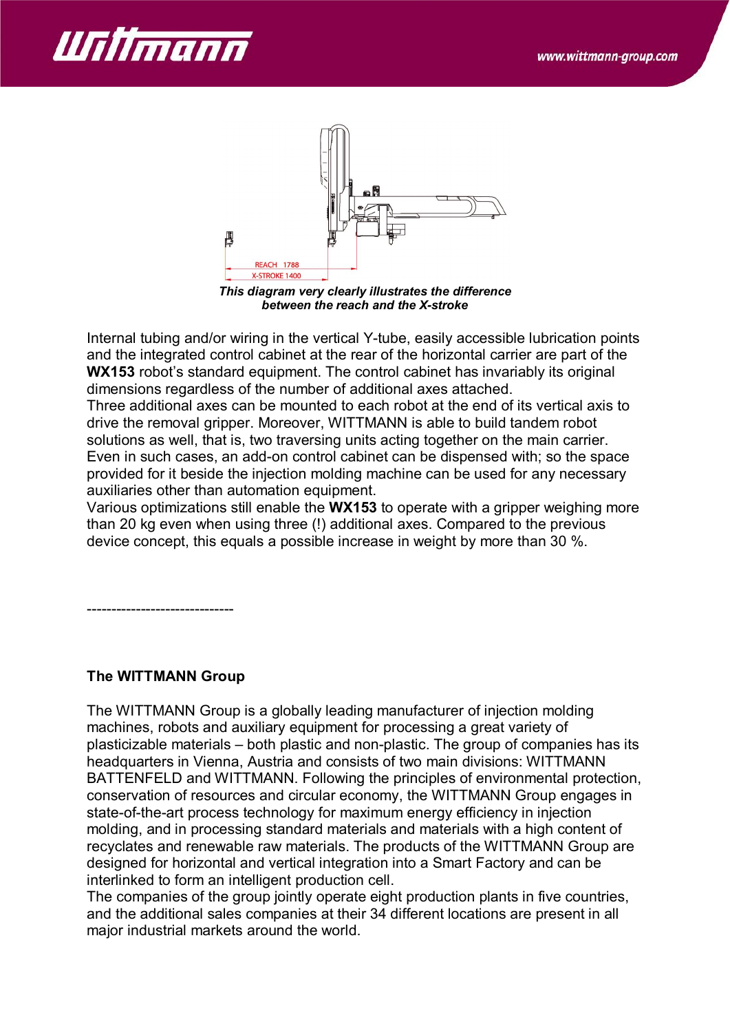*This diagram very clearly illustrates the difference between the reach and the X-stroke*

Internal tubing and/or wiring in the vertical Y-tube, easily accessible lubrication points and the integrated control cabinet at the rear of the horizontal carrier are part of the **WX153** robot's standard equipment. The control cabinet has invariably its original dimensions regardless of the number of additional axes attached.
Three additional axes can be mounted to each robot at the end of its vertical axis to drive the removal gripper. Moreover, WITTMANN is able to build tandem robot solutions as well, that is, two traversing units acting together on the main carrier. Even in such cases, an add-on control cabinet can be dispensed with; so the space provided for it beside the injection molding machine can be used for any necessary auxiliaries other than automation equipment.
Various optimizations still enable the **WX153** to operate with a gripper weighing more than 20 kg even when using three (!) additional axes. Compared to the previous device concept, this equals a possible increase in weight by more than 30 %.

------------------------------

**The WITTMANN Group**

The WITTMANN Group is a globally leading manufacturer of injection molding machines, robots and auxiliary equipment for processing a great variety of plasticizable materials – both plastic and non-plastic. The group of companies has its headquarters in Vienna, Austria and consists of two main divisions: WITTMANN BATTENFELD and WITTMANN. Following the principles of environmental protection, conservation of resources and circular economy, the WITTMANN Group engages in state-of-the-art process technology for maximum energy efficiency in injection molding, and in processing standard materials and materials with a high content of recyclates and renewable raw materials. The products of the WITTMANN Group are designed for horizontal and vertical integration into a Smart Factory and can be interlinked to form an intelligent production cell.
The companies of the group jointly operate eight production plants in five countries, and the additional sales companies at their 34 different locations are present in all major industrial markets around the world.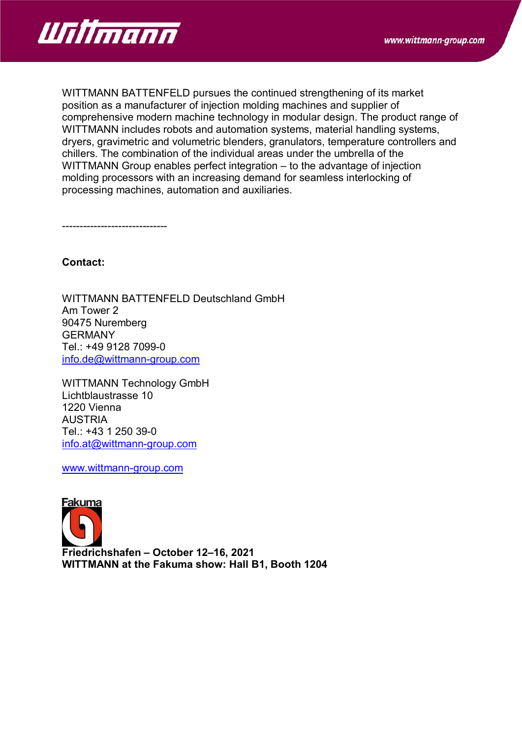WITTMANN BATTENFELD pursues the continued strengthening of its market position as a manufacturer of injection molding machines and supplier of comprehensive modern machine technology in modular design. The product range of WITTMANN includes robots and automation systems, material handling systems, dryers, gravimetric and volumetric blenders, granulators, temperature controllers and chillers. The combination of the individual areas under the umbrella of the WITTMANN Group enables perfect integration – to the advantage of injection molding processors with an increasing demand for seamless interlocking of processing machines, automation and auxiliaries.

-----------------------------

**Contact:**

WITTMANN BATTENFELD Deutschland GmbH
Am Tower 2
90475 Nuremberg
GERMANY
Tel.: +49 9128 7099-0
info.de@wittmann-group.com

WITTMANN Technology GmbH
Lichtblaustrasse 10
1220 Vienna
AUSTRIA
Tel.: +43 1 250 39-0
info.at@wittmann-group.com

www.wittmann-group.com

Fakuma

**Friedrichshafen – October 12–16, 2021**
**WITTMANN at the Fakuma show: Hall B1, Booth 1204**